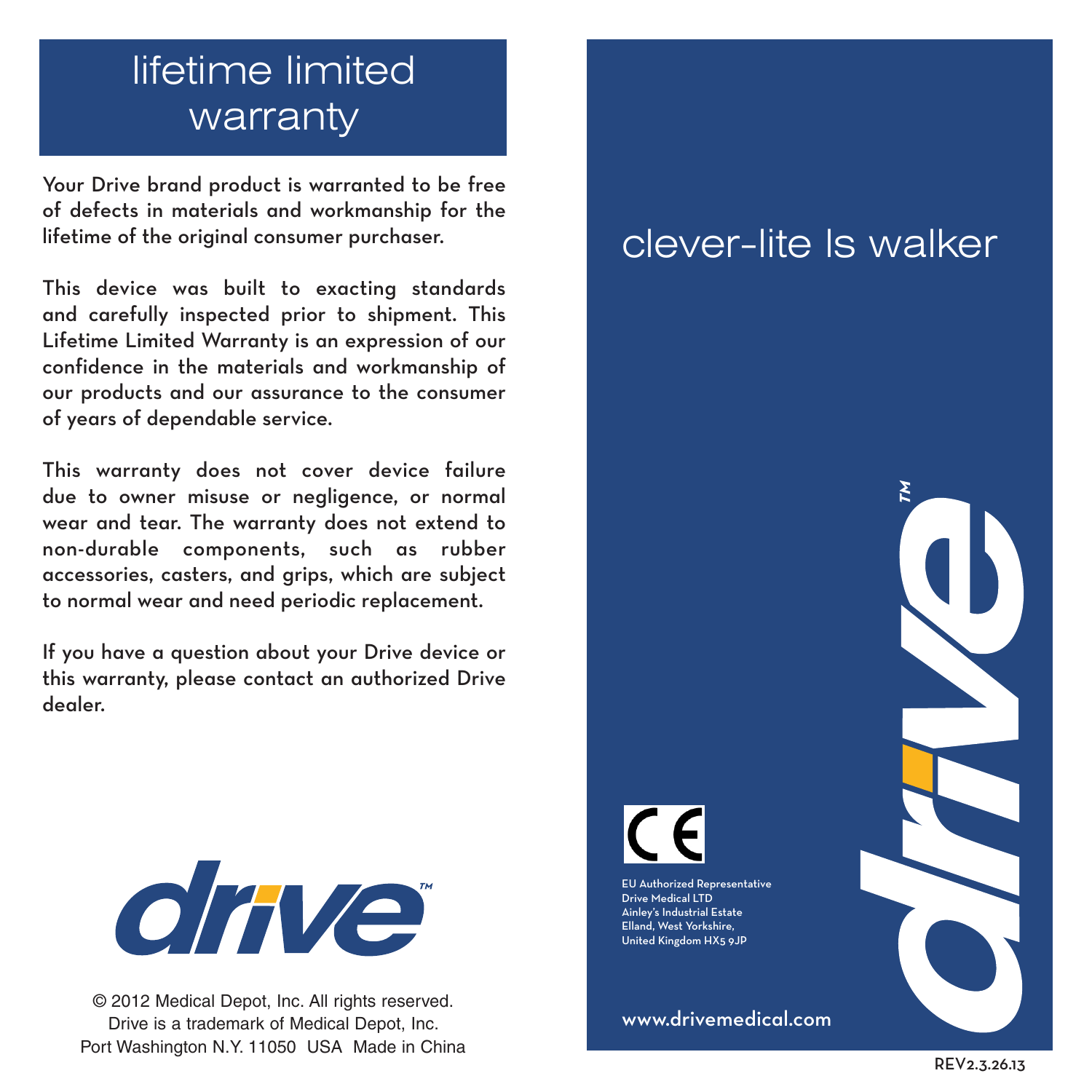# lifetime limited warranty

Your Drive brand product is warranted to be free of defects in materials and workmanship for the lifetime of the original consumer purchaser.

This device was built to exacting standards and carefully inspected prior to shipment. This Lifetime Limited Warranty is an expression of our confidence in the materials and workmanship of our products and our assurance to the consumer of years of dependable service.

This warranty does not cover device failure due to owner misuse or negligence, or normal wear and tear. The warranty does not extend to non-durable components, such as rubber accessories, casters, and grips, which are subject to normal wear and need periodic replacement.

If you have a question about your Drive device or this warranty, please contact an authorized Drive dealer.

drive™

© 2012 Medical Depot, Inc. All rights reserved.
Drive is a trademark of Medical Depot, Inc.
Port Washington N.Y. 11050 USA Made in China

# clever-lite ls walker

CE

EU Authorized Representative
Drive Medical LTD
Ainley's Industrial Estate
Elland, West Yorkshire,
United Kingdom HX5 9JP

www.drivemedical.com

drive™

REV2.3.26.13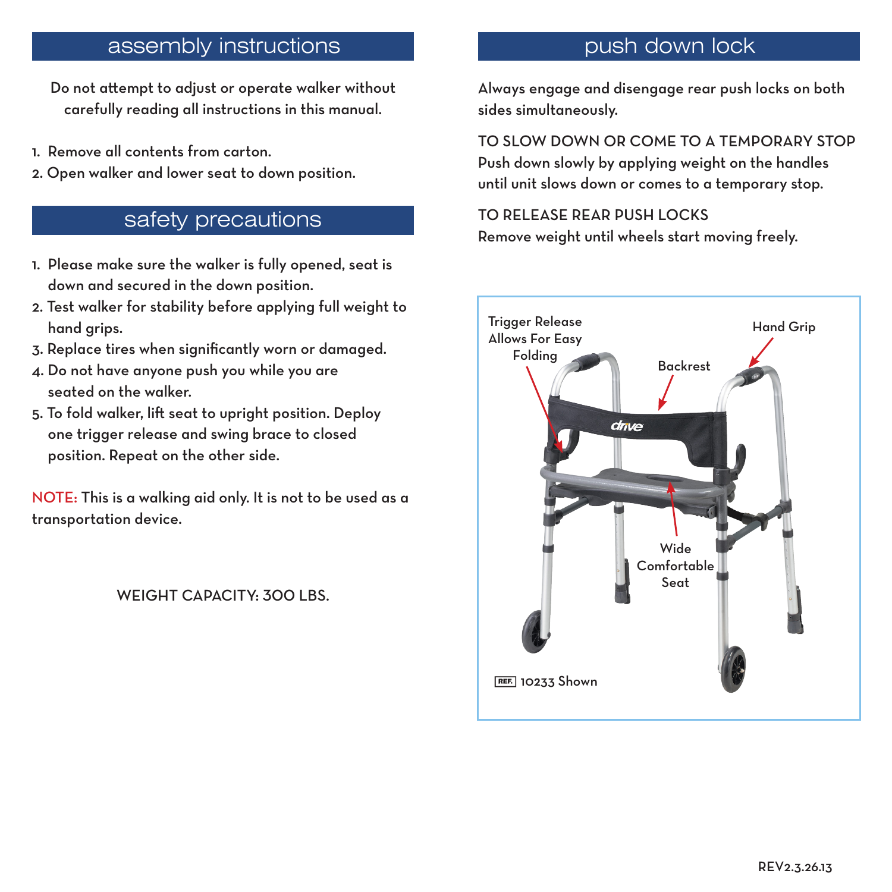## assembly instructions

Do not attempt to adjust or operate walker without carefully reading all instructions in this manual.

1. Remove all contents from carton.
2. Open walker and lower seat to down position.

## safety precautions

1. Please make sure the walker is fully opened, seat is down and secured in the down position.
2. Test walker for stability before applying full weight to hand grips.
3. Replace tires when significantly worn or damaged.
4. Do not have anyone push you while you are seated on the walker.
5. To fold walker, lift seat to upright position. Deploy one trigger release and swing brace to closed position. Repeat on the other side.

NOTE: This is a walking aid only. It is not to be used as a transportation device.

WEIGHT CAPACITY: 300 LBS.

## push down lock

Always engage and disengage rear push locks on both sides simultaneously.

TO SLOW DOWN OR COME TO A TEMPORARY STOP
Push down slowly by applying weight on the handles until unit slows down or comes to a temporary stop.

TO RELEASE REAR PUSH LOCKS
Remove weight until wheels start moving freely.

Trigger Release Allows For Easy Folding

Hand Grip

Backrest

Wide Comfortable Seat

REF. 10233 Shown

REV2.3.26.13